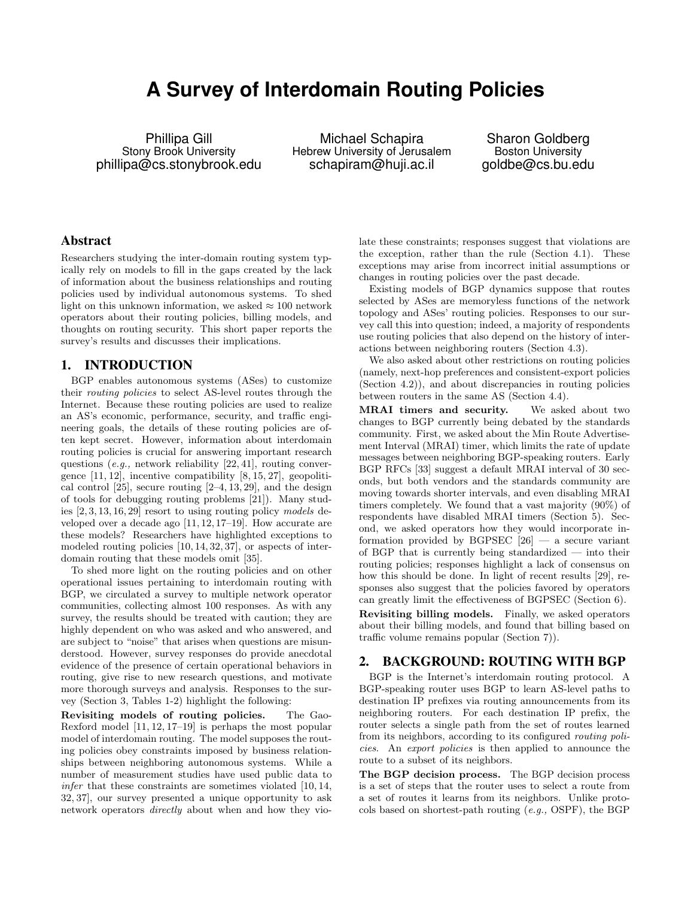# A Survey of Interdomain Routing Policies

Phillipa Gill
Stony Brook University
phillipa@cs.stonybrook.edu

Michael Schapira
Hebrew University of Jerusalem
schapiram@huji.ac.il

Sharon Goldberg
Boston University
goldbe@cs.bu.edu

## Abstract

Researchers studying the inter-domain routing system typically rely on models to fill in the gaps created by the lack of information about the business relationships and routing policies used by individual autonomous systems. To shed light on this unknown information, we asked ≈ 100 network operators about their routing policies, billing models, and thoughts on routing security. This short paper reports the survey's results and discusses their implications.

## 1. INTRODUCTION

BGP enables autonomous systems (ASes) to customize their *routing policies* to select AS-level routes through the Internet. Because these routing policies are used to realize an AS's economic, performance, security, and traffic engineering goals, the details of these routing policies are often kept secret. However, information about interdomain routing policies is crucial for answering important research questions (*e.g.,* network reliability [22, 41], routing convergence [11, 12], incentive compatibility [8, 15, 27], geopolitical control [25], secure routing [2–4, 13, 29], and the design of tools for debugging routing problems [21]). Many studies [2, 3, 13, 16, 29] resort to using routing policy *models* developed over a decade ago [11, 12, 17–19]. How accurate are these models? Researchers have highlighted exceptions to modeled routing policies [10, 14, 32, 37], or aspects of interdomain routing that these models omit [35].

To shed more light on the routing policies and on other operational issues pertaining to interdomain routing with BGP, we circulated a survey to multiple network operator communities, collecting almost 100 responses. As with any survey, the results should be treated with caution; they are highly dependent on who was asked and who answered, and are subject to "noise" that arises when questions are misunderstood. However, survey responses do provide anecdotal evidence of the presence of certain operational behaviors in routing, give rise to new research questions, and motivate more thorough surveys and analysis. Responses to the survey (Section 3, Tables 1-2) highlight the following:

**Revisiting models of routing policies.** The Gao-Rexford model [11, 12, 17–19] is perhaps the most popular model of interdomain routing. The model supposes the routing policies obey constraints imposed by business relationships between neighboring autonomous systems. While a number of measurement studies have used public data to *infer* that these constraints are sometimes violated [10, 14, 32, 37], our survey presented a unique opportunity to ask network operators *directly* about when and how they violate these constraints; responses suggest that violations are the exception, rather than the rule (Section 4.1). These exceptions may arise from incorrect initial assumptions or changes in routing policies over the past decade.

Existing models of BGP dynamics suppose that routes selected by ASes are memoryless functions of the network topology and ASes' routing policies. Responses to our survey call this into question; indeed, a majority of respondents use routing policies that also depend on the history of interactions between neighboring routers (Section 4.3).

We also asked about other restrictions on routing policies (namely, next-hop preferences and consistent-export policies (Section 4.2)), and about discrepancies in routing policies between routers in the same AS (Section 4.4).

**MRAI timers and security.** We asked about two changes to BGP currently being debated by the standards community. First, we asked about the Min Route Advertisement Interval (MRAI) timer, which limits the rate of update messages between neighboring BGP-speaking routers. Early BGP RFCs [33] suggest a default MRAI interval of 30 seconds, but both vendors and the standards community are moving towards shorter intervals, and even disabling MRAI timers completely. We found that a vast majority (90%) of respondents have disabled MRAI timers (Section 5). Second, we asked operators how they would incorporate information provided by BGPSEC [26] — a secure variant of BGP that is currently being standardized — into their routing policies; responses highlight a lack of consensus on how this should be done. In light of recent results [29], responses also suggest that the policies favored by operators can greatly limit the effectiveness of BGPSEC (Section 6).

**Revisiting billing models.** Finally, we asked operators about their billing models, and found that billing based on traffic volume remains popular (Section 7)).

## 2. BACKGROUND: ROUTING WITH BGP

BGP is the Internet's interdomain routing protocol. A BGP-speaking router uses BGP to learn AS-level paths to destination IP prefixes via routing announcements from its neighboring routers. For each destination IP prefix, the router selects a single path from the set of routes learned from its neighbors, according to its configured *routing policies*. An *export policies* is then applied to announce the route to a subset of its neighbors.

**The BGP decision process.** The BGP decision process is a set of steps that the router uses to select a route from a set of routes it learns from its neighbors. Unlike protocols based on shortest-path routing (*e.g.,* OSPF), the BGP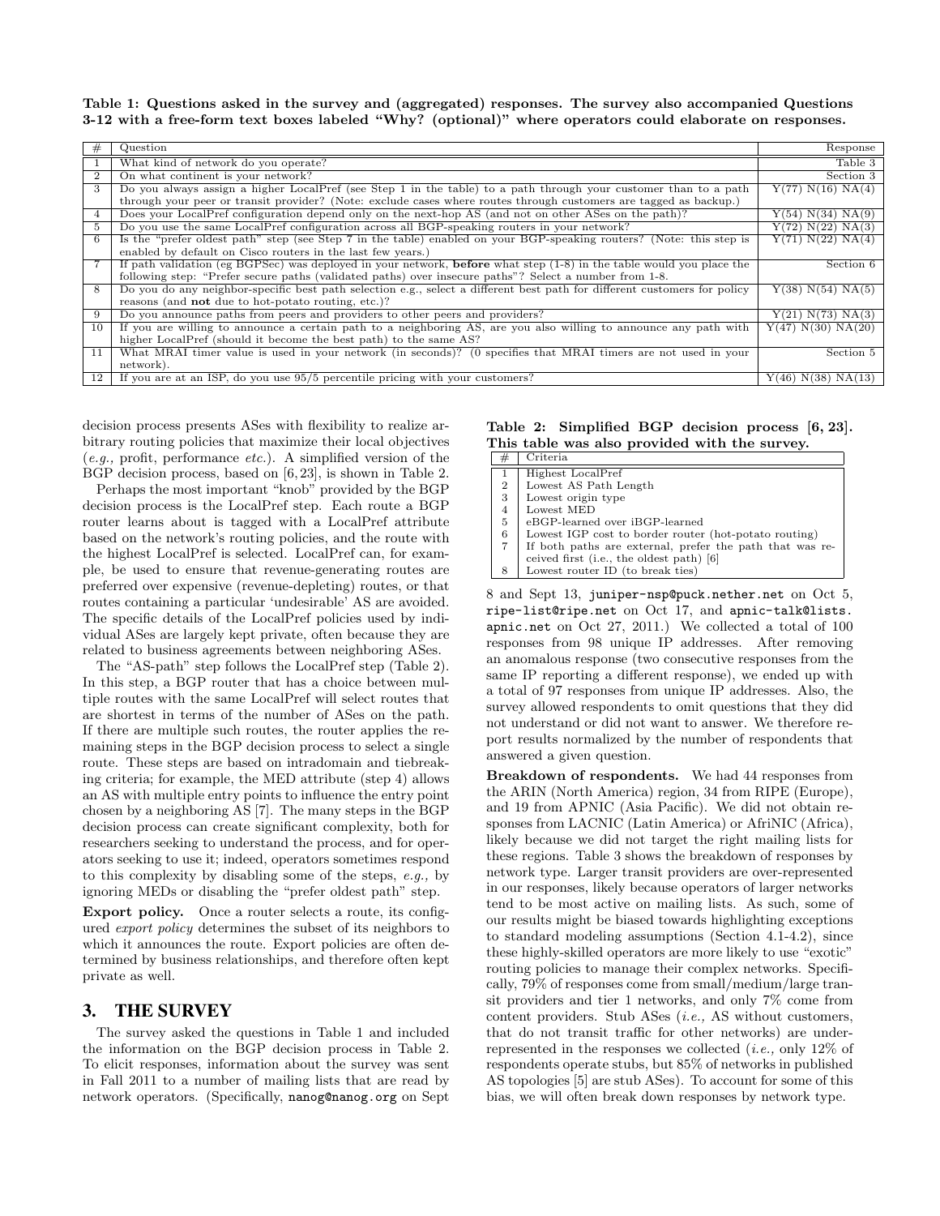**Table 1: Questions asked in the survey and (aggregated) responses. The survey also accompanied Questions 3-12 with a free-form text boxes labeled "Why? (optional)" where operators could elaborate on responses.**

| # | Question | Response |
|---|---|---|
| 1 | What kind of network do you operate? | Table 3 |
| 2 | On what continent is your network? | Section 3 |
| 3 | Do you always assign a higher LocalPref (see Step 1 in the table) to a path through your customer than to a path through your peer or transit provider? (Note: exclude cases where routes through customers are tagged as backup.) | Y(77) N(16) NA(4) |
| 4 | Does your LocalPref configuration depend only on the next-hop AS (and not on other ASes on the path)? | Y(54) N(34) NA(9) |
| 5 | Do you use the same LocalPref configuration across all BGP-speaking routers in your network? | Y(72) N(22) NA(3) |
| 6 | Is the "prefer oldest path" step (see Step 7 in the table) enabled on your BGP-speaking routers? (Note: this step is enabled by default on Cisco routers in the last few years.) | Y(71) N(22) NA(4) |
| 7 | If path validation (eg BGPSec) was deployed in your network, **before** what step (1-8) in the table would you place the following step: "Prefer secure paths (validated paths) over insecure paths"? Select a number from 1-8. | Section 6 |
| 8 | Do you do any neighbor-specific best path selection e.g., select a different best path for different customers for policy reasons (and **not** due to hot-potato routing, etc.)? | Y(38) N(54) NA(5) |
| 9 | Do you announce paths from peers and providers to other peers and providers? | Y(21) N(73) NA(3) |
| 10 | If you are willing to announce a certain path to a neighboring AS, are you also willing to announce any path with higher LocalPref (should it become the best path) to the same AS? | Y(47) N(30) NA(20) |
| 11 | What MRAI timer value is used in your network (in seconds)? (0 specifies that MRAI timers are not used in your network). | Section 5 |
| 12 | If you are at an ISP, do you use 95/5 percentile pricing with your customers? | Y(46) N(38) NA(13) |

decision process presents ASes with flexibility to realize arbitrary routing policies that maximize their local objectives (*e.g.,* profit, performance *etc.*). A simplified version of the BGP decision process, based on [6, 23], is shown in Table 2.

Perhaps the most important "knob" provided by the BGP decision process is the LocalPref step. Each route a BGP router learns about is tagged with a LocalPref attribute based on the network's routing policies, and the route with the highest LocalPref is selected. LocalPref can, for example, be used to ensure that revenue-generating routes are preferred over expensive (revenue-depleting) routes, or that routes containing a particular 'undesirable' AS are avoided. The specific details of the LocalPref policies used by individual ASes are largely kept private, often because they are related to business agreements between neighboring ASes.

The "AS-path" step follows the LocalPref step (Table 2). In this step, a BGP router that has a choice between multiple routes with the same LocalPref will select routes that are shortest in terms of the number of ASes on the path. If there are multiple such routes, the router applies the remaining steps in the BGP decision process to select a single route. These steps are based on intradomain and tiebreaking criteria; for example, the MED attribute (step 4) allows an AS with multiple entry points to influence the entry point chosen by a neighboring AS [7]. The many steps in the BGP decision process can create significant complexity, both for researchers seeking to understand the process, and for operators seeking to use it; indeed, operators sometimes respond to this complexity by disabling some of the steps, *e.g.,* by ignoring MEDs or disabling the "prefer oldest path" step.

**Export policy.** Once a router selects a route, its configured *export policy* determines the subset of its neighbors to which it announces the route. Export policies are often determined by business relationships, and therefore often kept private as well.

## 3. THE SURVEY

The survey asked the questions in Table 1 and included the information on the BGP decision process in Table 2. To elicit responses, information about the survey was sent in Fall 2011 to a number of mailing lists that are read by network operators. (Specifically, nanog@nanog.org on Sept 8 and Sept 13, juniper-nsp@puck.nether.net on Oct 5, ripe-list@ripe.net on Oct 17, and apnic-talk@lists.apnic.net on Oct 27, 2011.) We collected a total of 100 responses from 98 unique IP addresses. After removing an anomalous response (two consecutive responses from the same IP reporting a different response), we ended up with a total of 97 responses from unique IP addresses. Also, the survey allowed respondents to omit questions that they did not understand or did not want to answer. We therefore report results normalized by the number of respondents that answered a given question.

**Table 2: Simplified BGP decision process [6, 23]. This table was also provided with the survey.**

| # | Criteria |
|---|---|
| 1 | Highest LocalPref |
| 2 | Lowest AS Path Length |
| 3 | Lowest origin type |
| 4 | Lowest MED |
| 5 | eBGP-learned over iBGP-learned |
| 6 | Lowest IGP cost to border router (hot-potato routing) |
| 7 | If both paths are external, prefer the path that was received first (i.e., the oldest path) [6] |
| 8 | Lowest router ID (to break ties) |

**Breakdown of respondents.** We had 44 responses from the ARIN (North America) region, 34 from RIPE (Europe), and 19 from APNIC (Asia Pacific). We did not obtain responses from LACNIC (Latin America) or AfriNIC (Africa), likely because we did not target the right mailing lists for these regions. Table 3 shows the breakdown of responses by network type. Larger transit providers are over-represented in our responses, likely because operators of larger networks tend to be most active on mailing lists. As such, some of our results might be biased towards highlighting exceptions to standard modeling assumptions (Section 4.1-4.2), since these highly-skilled operators are more likely to use "exotic" routing policies to manage their complex networks. Specifically, 79% of responses come from small/medium/large transit providers and tier 1 networks, and only 7% come from content providers. Stub ASes (*i.e.,* AS without customers, that do not transit traffic for other networks) are under-represented in the responses we collected (*i.e.,* only 12% of respondents operate stubs, but 85% of networks in published AS topologies [5] are stub ASes). To account for some of this bias, we will often break down responses by network type.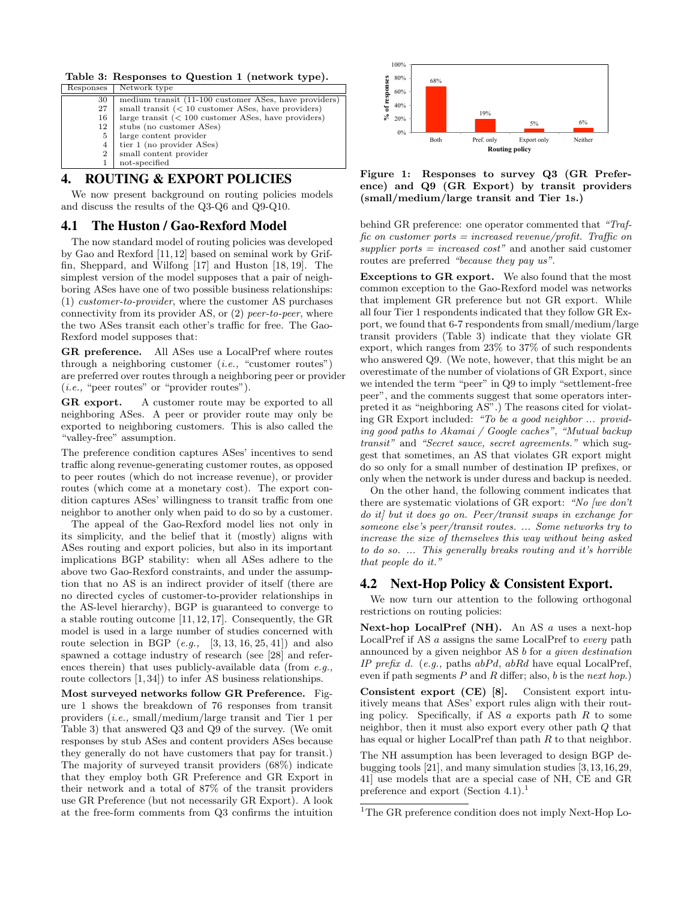**Table 3: Responses to Question 1 (network type).**

| Responses | Network type |
|---|---|
| 30 | medium transit (11-100 customer ASes, have providers) |
| 27 | small transit (< 10 customer ASes, have providers) |
| 16 | large transit (< 100 customer ASes, have providers) |
| 12 | stubs (no customer ASes) |
| 5 | large content provider |
| 4 | tier 1 (no provider ASes) |
| 2 | small content provider |
| 1 | not-specified |

## 4. ROUTING & EXPORT POLICIES

We now present background on routing policies models and discuss the results of the Q3-Q6 and Q9-Q10.

### 4.1 The Huston / Gao-Rexford Model

The now standard model of routing policies was developed by Gao and Rexford [11, 12] based on seminal work by Griffin, Sheppard, and Wilfong [17] and Huston [18, 19]. The simplest version of the model supposes that a pair of neighboring ASes have one of two possible business relationships: (1) *customer-to-provider*, where the customer AS purchases connectivity from its provider AS, or (2) *peer-to-peer*, where the two ASes transit each other's traffic for free. The Gao-Rexford model supposes that:

**GR preference.** All ASes use a LocalPref where routes through a neighboring customer (*i.e.,* "customer routes") are preferred over routes through a neighboring peer or provider (*i.e.,* "peer routes" or "provider routes").

**GR export.** A customer route may be exported to all neighboring ASes. A peer or provider route may only be exported to neighboring customers. This is also called the "valley-free" assumption.

The preference condition captures ASes' incentives to send traffic along revenue-generating customer routes, as opposed to peer routes (which do not increase revenue), or provider routes (which come at a monetary cost). The export condition captures ASes' willingness to transit traffic from one neighbor to another only when paid to do so by a customer.

The appeal of the Gao-Rexford model lies not only in its simplicity, and the belief that it (mostly) aligns with ASes routing and export policies, but also in its important implications BGP stability: when all ASes adhere to the above two Gao-Rexford constraints, and under the assumption that no AS is an indirect provider of itself (there are no directed cycles of customer-to-provider relationships in the AS-level hierarchy), BGP is guaranteed to converge to a stable routing outcome [11, 12, 17]. Consequently, the GR model is used in a large number of studies concerned with route selection in BGP (*e.g.,* [3, 13, 16, 25, 41]) and also spawned a cottage industry of research (see [28] and references therein) that uses publicly-available data (from *e.g.,* route collectors [1, 34]) to infer AS business relationships.

**Most surveyed networks follow GR Preference.** Figure 1 shows the breakdown of 76 responses from transit providers (*i.e.,* small/medium/large transit and Tier 1 per Table 3) that answered Q3 and Q9 of the survey. (We omit responses by stub ASes and content providers ASes because they generally do not have customers that pay for transit.) The majority of surveyed transit providers (68%) indicate that they employ both GR Preference and GR Export in their network and a total of 87% of the transit providers use GR Preference (but not necessarily GR Export). A look at the free-form comments from Q3 confirms the intuition behind GR preference: one operator commented that *"Traffic on customer ports = increased revenue/profit. Traffic on supplier ports = increased cost"* and another said customer routes are preferred *"because they pay us"*.

**Figure 1: Responses to survey Q3 (GR Preference) and Q9 (GR Export) by transit providers (small/medium/large transit and Tier 1s.)**

**Exceptions to GR export.** We also found that the most common exception to the Gao-Rexford model was networks that implement GR preference but not GR export. While all four Tier 1 respondents indicated that they follow GR Export, we found that 6-7 respondents from small/medium/large transit providers (Table 3) indicate that they violate GR export, which ranges from 23% to 37% of such respondents who answered Q9. (We note, however, that this might be an overestimate of the number of violations of GR Export, since we intended the term "peer" in Q9 to imply "settlement-free peer", and the comments suggest that some operators interpreted it as "neighboring AS".) The reasons cited for violating GR Export included: *"To be a good neighbor ... providing good paths to Akamai / Google caches"*, *"Mutual backup transit"* and *"Secret sauce, secret agreements."* which suggest that sometimes, an AS that violates GR export might do so only for a small number of destination IP prefixes, or only when the network is under duress and backup is needed.

On the other hand, the following comment indicates that there are systematic violations of GR export: *"No [we don't do it] but it does go on. Peer/transit swaps in exchange for someone else's peer/transit routes. ... Some networks try to increase the size of themselves this way without being asked to do so. ... This generally breaks routing and it's horrible that people do it."*

### 4.2 Next-Hop Policy & Consistent Export.

We now turn our attention to the following orthogonal restrictions on routing policies:

**Next-hop LocalPref (NH).** An AS $a$ uses a next-hop LocalPref if AS $a$ assigns the same LocalPref to *every* path announced by a given neighbor AS $b$ for *a given destination IP prefix* $d$. (*e.g.,* paths $abPd$, $abRd$ have equal LocalPref, even if path segments $P$ and $R$ differ; also, $b$ is the *next hop.*)

**Consistent export (CE) [8].** Consistent export intuitively means that ASes' export rules align with their routing policy. Specifically, if AS $a$ exports path $R$ to some neighbor, then it must also export every other path $Q$ that has equal or higher LocalPref than path $R$ to that neighbor.

The NH assumption has been leveraged to design BGP debugging tools [21], and many simulation studies [3, 13, 16, 29, 41] use models that are a special case of NH, CE and GR preference and export (Section 4.1).[1]

[1]The GR preference condition does not imply Next-Hop Lo-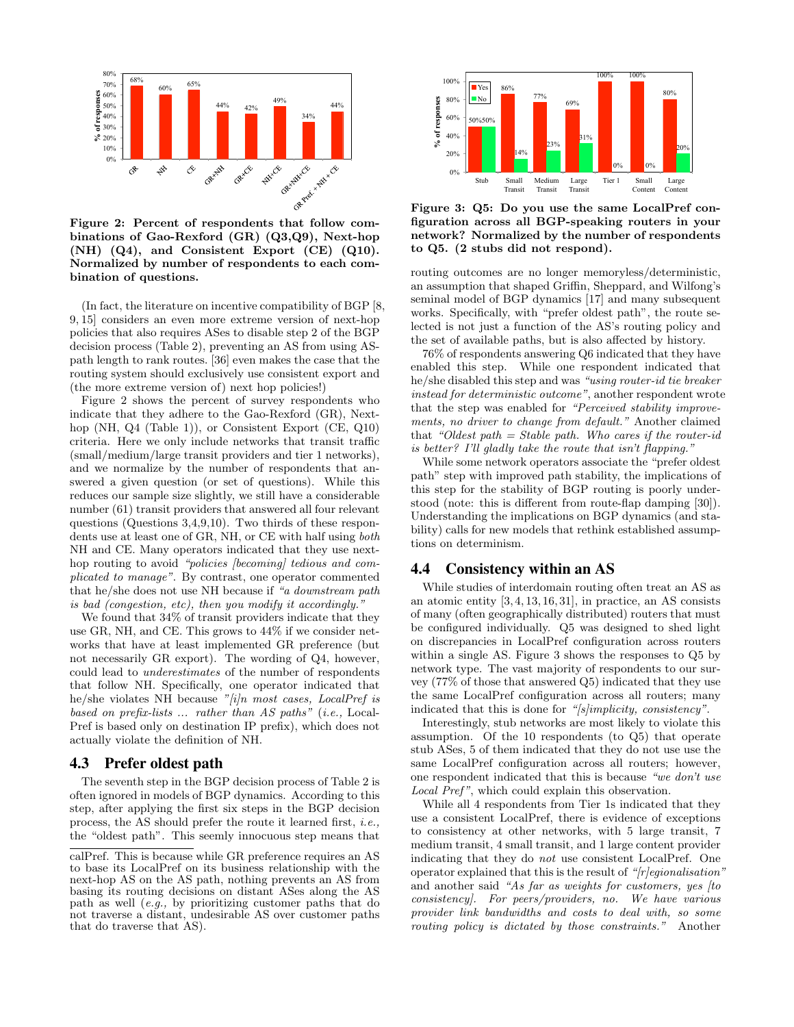Figure 2: Percent of respondents that follow combinations of Gao-Rexford (GR) (Q3,Q9), Next-hop (NH) (Q4), and Consistent Export (CE) (Q10). Normalized by number of respondents to each combination of questions.

(In fact, the literature on incentive compatibility of BGP [8, 9, 15] considers an even more extreme version of next-hop policies that also requires ASes to disable step 2 of the BGP decision process (Table 2), preventing an AS from using AS-path length to rank routes. [36] even makes the case that the routing system should exclusively use consistent export and (the more extreme version of) next hop policies!)

Figure 2 shows the percent of survey respondents who indicate that they adhere to the Gao-Rexford (GR), Next-hop (NH, Q4 (Table 1)), or Consistent Export (CE, Q10) criteria. Here we only include networks that transit traffic (small/medium/large transit providers and tier 1 networks), and we normalize by the number of respondents that answered a given question (or set of questions). While this reduces our sample size slightly, we still have a considerable number (61) transit providers that answered all four relevant questions (Questions 3,4,9,10). Two thirds of these respondents use at least one of GR, NH, or CE with half using *both* NH and CE. Many operators indicated that they use next-hop routing to avoid *"policies [becoming] tedious and complicated to manage"*. By contrast, one operator commented that he/she does not use NH because if *"a downstream path is bad (congestion, etc), then you modify it accordingly."*

We found that 34% of transit providers indicate that they use GR, NH, and CE. This grows to 44% if we consider networks that have at least implemented GR preference (but not necessarily GR export). The wording of Q4, however, could lead to *underestimates* of the number of respondents that follow NH. Specifically, one operator indicated that he/she violates NH because *"[i]n most cases, LocalPref is based on prefix-lists ... rather than AS paths"* (*i.e.,* LocalPref is based only on destination IP prefix), which does not actually violate the definition of NH.

### 4.3 Prefer oldest path

The seventh step in the BGP decision process of Table 2 is often ignored in models of BGP dynamics. According to this step, after applying the first six steps in the BGP decision process, the AS should prefer the route it learned first, *i.e.,* the "oldest path". This seemly innocuous step means that routing outcomes are no longer memoryless/deterministic, an assumption that shaped Griffin, Sheppard, and Wilfong's seminal model of BGP dynamics [17] and many subsequent works. Specifically, with "prefer oldest path", the route selected is not just a function of the AS's routing policy and the set of available paths, but is also affected by history.

calPref. This is because while GR preference requires an AS to base its LocalPref on its business relationship with the next-hop AS on the AS path, nothing prevents an AS from basing its routing decisions on distant ASes along the AS path as well (*e.g.,* by prioritizing customer paths that do not traverse a distant, undesirable AS over customer paths that do traverse that AS).

Figure 3: Q5: Do you use the same LocalPref configuration across all BGP-speaking routers in your network? Normalized by the number of respondents to Q5. (2 stubs did not respond).

76% of respondents answering Q6 indicated that they have enabled this step. While one respondent indicated that he/she disabled this step and was *"using router-id tie breaker instead for deterministic outcome"*, another respondent wrote that the step was enabled for *"Perceived stability improvements, no driver to change from default."* Another claimed that *"Oldest path = Stable path. Who cares if the router-id is better? I'll gladly take the route that isn't flapping."*

While some network operators associate the "prefer oldest path" step with improved path stability, the implications of this step for the stability of BGP routing is poorly understood (note: this is different from route-flap damping [30]). Understanding the implications on BGP dynamics (and stability) calls for new models that rethink established assumptions on determinism.

### 4.4 Consistency within an AS

While studies of interdomain routing often treat an AS as an atomic entity [3, 4, 13, 16, 31], in practice, an AS consists of many (often geographically distributed) routers that must be configured individually. Q5 was designed to shed light on discrepancies in LocalPref configuration across routers within a single AS. Figure 3 shows the responses to Q5 by network type. The vast majority of respondents to our survey (77% of those that answered Q5) indicated that they use the same LocalPref configuration across all routers; many indicated that this is done for *"[s]implicity, consistency"*.

Interestingly, stub networks are most likely to violate this assumption. Of the 10 respondents (to Q5) that operate stub ASes, 5 of them indicated that they do not use the same LocalPref configuration across all routers; however, one respondent indicated that this is because *"we don't use Local Pref"*, which could explain this observation.

While all 4 respondents from Tier 1s indicated that they use a consistent LocalPref, there is evidence of exceptions to consistency at other networks, with 5 large transit, 7 medium transit, 4 small transit, and 1 large content provider indicating that they do *not* use consistent LocalPref. One operator explained that this is the result of *"[r]egionalisation"* and another said *"As far as weights for customers, yes [to consistency]. For peers/providers, no. We have various provider link bandwidths and costs to deal with, so some routing policy is dictated by those constraints."* Another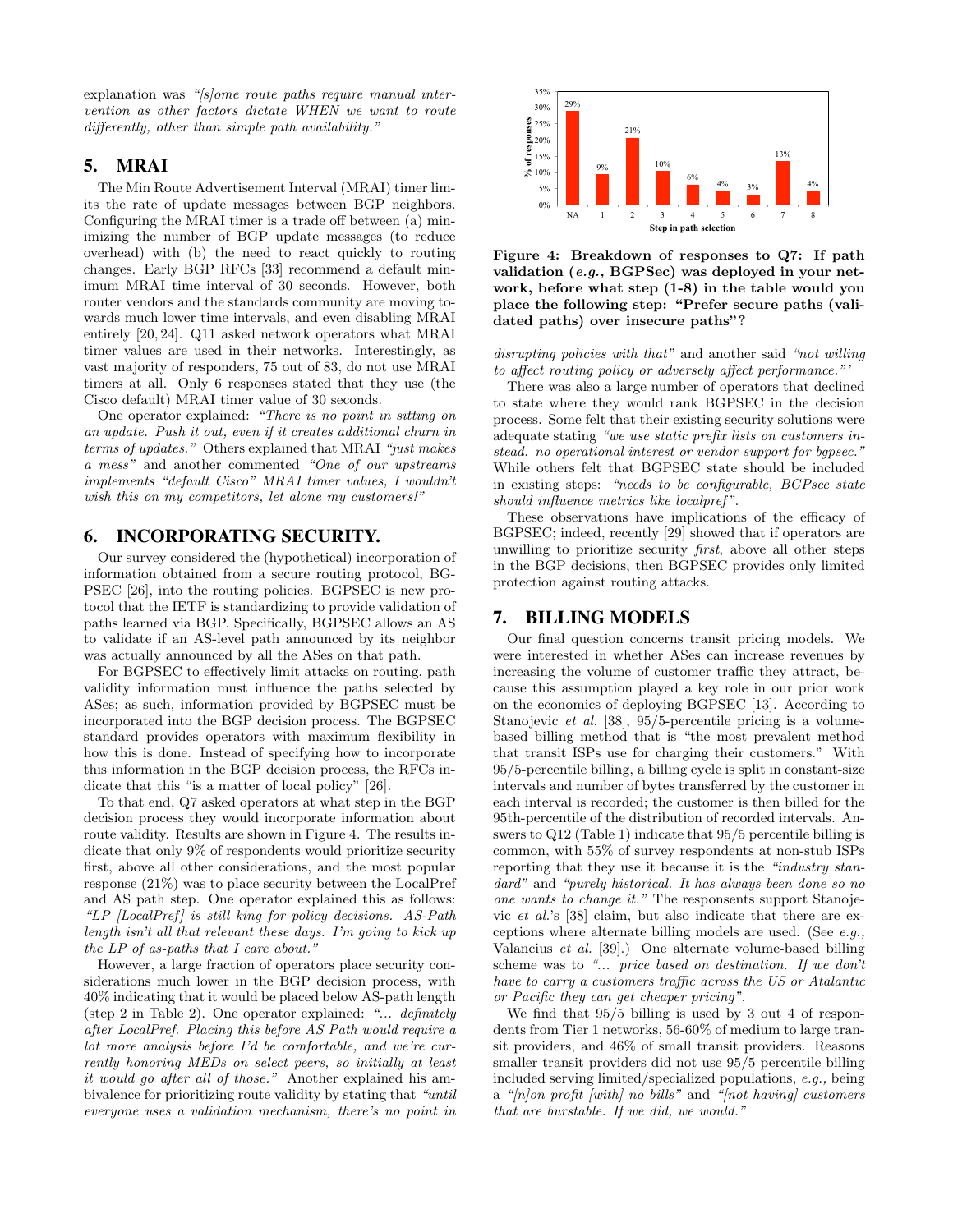explanation was *"[s]ome route paths require manual intervention as other factors dictate WHEN we want to route differently, other than simple path availability."*

## 5. MRAI

The Min Route Advertisement Interval (MRAI) timer limits the rate of update messages between BGP neighbors. Configuring the MRAI timer is a trade off between (a) minimizing the number of BGP update messages (to reduce overhead) with (b) the need to react quickly to routing changes. Early BGP RFCs [33] recommend a default minimum MRAI time interval of 30 seconds. However, both router vendors and the standards community are moving towards much lower time intervals, and even disabling MRAI entirely [20, 24]. Q11 asked network operators what MRAI timer values are used in their networks. Interestingly, as vast majority of responders, 75 out of 83, do not use MRAI timers at all. Only 6 responses stated that they use (the Cisco default) MRAI timer value of 30 seconds.

One operator explained: *"There is no point in sitting on an update. Push it out, even if it creates additional churn in terms of updates."* Others explained that MRAI *"just makes a mess"* and another commented *"One of our upstreams implements "default Cisco" MRAI timer values, I wouldn't wish this on my competitors, let alone my customers!"*

## 6. INCORPORATING SECURITY.

Our survey considered the (hypothetical) incorporation of information obtained from a secure routing protocol, BGPSEC [26], into the routing policies. BGPSEC is new protocol that the IETF is standardizing to provide validation of paths learned via BGP. Specifically, BGPSEC allows an AS to validate if an AS-level path announced by its neighbor was actually announced by all the ASes on that path.

For BGPSEC to effectively limit attacks on routing, path validity information must influence the paths selected by ASes; as such, information provided by BGPSEC must be incorporated into the BGP decision process. The BGPSEC standard provides operators with maximum flexibility in how this is done. Instead of specifying how to incorporate this information in the BGP decision process, the RFCs indicate that this "is a matter of local policy" [26].

To that end, Q7 asked operators at what step in the BGP decision process they would incorporate information about route validity. Results are shown in Figure 4. The results indicate that only 9% of respondents would prioritize security first, above all other considerations, and the most popular response (21%) was to place security between the LocalPref and AS path step. One operator explained this as follows: *"LP [LocalPref] is still king for policy decisions. AS-Path length isn't all that relevant these days. I'm going to kick up the LP of as-paths that I care about."*

However, a large fraction of operators place security considerations much lower in the BGP decision process, with 40% indicating that it would be placed below AS-path length (step 2 in Table 2). One operator explained: *"... definitely after LocalPref. Placing this before AS Path would require a lot more analysis before I'd be comfortable, and we're currently honoring MEDs on select peers, so initially at least it would go after all of those."* Another explained his ambivalence for prioritizing route validity by stating that *"until everyone uses a validation mechanism, there's no point in disrupting policies with that"* and another said *"not willing to affect routing policy or adversely affect performance."'*

| Step in path selection | NA | 1 | 2 | 3 | 4 | 5 | 6 | 7 | 8 |
|---|---|---|---|---|---|---|---|---|---|
| % of responses | 29% | 9% | 21% | 10% | 6% | 4% | 3% | 13% | 4% |

**Figure 4: Breakdown of responses to Q7: If path validation (*e.g.,* BGPSec) was deployed in your network, before what step (1-8) in the table would you place the following step: "Prefer secure paths (validated paths) over insecure paths"?**

There was also a large number of operators that declined to state where they would rank BGPSEC in the decision process. Some felt that their existing security solutions were adequate stating *"we use static prefix lists on customers instead. no operational interest or vendor support for bgpsec."* While others felt that BGPSEC state should be included in existing steps: *"needs to be configurable, BGPsec state should influence metrics like localpref"*.

These observations have implications of the efficacy of BGPSEC; indeed, recently [29] showed that if operators are unwilling to prioritize security *first*, above all other steps in the BGP decisions, then BGPSEC provides only limited protection against routing attacks.

## 7. BILLING MODELS

Our final question concerns transit pricing models. We were interested in whether ASes can increase revenues by increasing the volume of customer traffic they attract, because this assumption played a key role in our prior work on the economics of deploying BGPSEC [13]. According to Stanojevic *et al.* [38], 95/5-percentile pricing is a volume-based billing method that is "the most prevalent method that transit ISPs use for charging their customers." With 95/5-percentile billing, a billing cycle is split in constant-size intervals and number of bytes transferred by the customer in each interval is recorded; the customer is then billed for the 95th-percentile of the distribution of recorded intervals. Answers to Q12 (Table 1) indicate that 95/5 percentile billing is common, with 55% of survey respondents at non-stub ISPs reporting that they use it because it is the *"industry standard"* and *"purely historical. It has always been done so no one wants to change it."* The responsents support Stanojevic *et al.*'s [38] claim, but also indicate that there are exceptions where alternate billing models are used. (See *e.g.,* Valancius *et al.* [39].) One alternate volume-based billing scheme was to *"... price based on destination. If we don't have to carry a customers traffic across the US or Atalantic or Pacific they can get cheaper pricing"*.

We find that 95/5 billing is used by 3 out 4 of respondents from Tier 1 networks, 56-60% of medium to large transit providers, and 46% of small transit providers. Reasons smaller transit providers did not use 95/5 percentile billing included serving limited/specialized populations, *e.g.,* being a *"[n]on profit [with] no bills"* and *"[not having] customers that are burstable. If we did, we would."*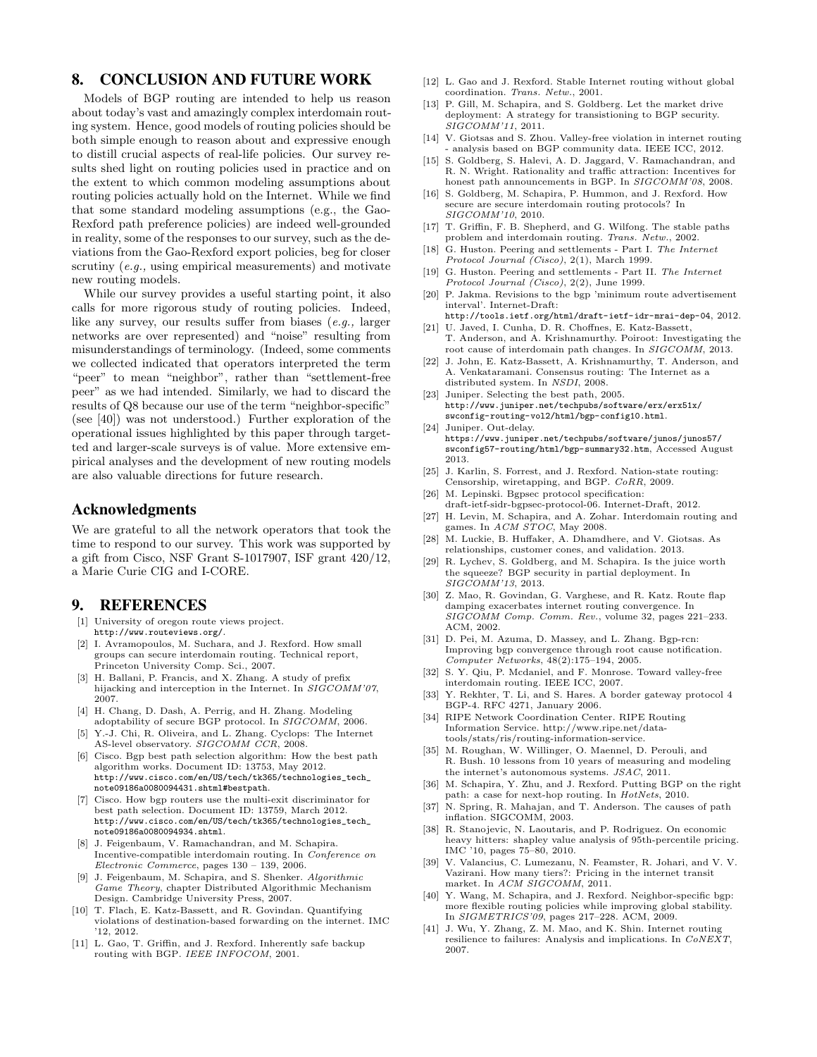## 8. CONCLUSION AND FUTURE WORK

Models of BGP routing are intended to help us reason about today's vast and amazingly complex interdomain routing system. Hence, good models of routing policies should be both simple enough to reason about and expressive enough to distill crucial aspects of real-life policies. Our survey results shed light on routing policies used in practice and on the extent to which common modeling assumptions about routing policies actually hold on the Internet. While we find that some standard modeling assumptions (e.g., the Gao-Rexford path preference policies) are indeed well-grounded in reality, some of the responses to our survey, such as the deviations from the Gao-Rexford export policies, beg for closer scrutiny (*e.g.,* using empirical measurements) and motivate new routing models.

While our survey provides a useful starting point, it also calls for more rigorous study of routing policies. Indeed, like any survey, our results suffer from biases (*e.g.,* larger networks are over represented) and "noise" resulting from misunderstandings of terminology. (Indeed, some comments we collected indicated that operators interpreted the term "peer" to mean "neighbor", rather than "settlement-free peer" as we had intended. Similarly, we had to discard the results of Q8 because our use of the term "neighbor-specific" (see [40]) was not understood.) Further exploration of the operational issues highlighted by this paper through targetted and larger-scale surveys is of value. More extensive empirical analyses and the development of new routing models are also valuable directions for future research.

### Acknowledgments

We are grateful to all the network operators that took the time to respond to our survey. This work was supported by a gift from Cisco, NSF Grant S-1017907, ISF grant 420/12, a Marie Curie CIG and I-CORE.

## 9. REFERENCES

[1] University of oregon route views project. http://www.routeviews.org/.

[2] I. Avramopoulos, M. Suchara, and J. Rexford. How small groups can secure interdomain routing. Technical report, Princeton University Comp. Sci., 2007.

[3] H. Ballani, P. Francis, and X. Zhang. A study of prefix hijacking and interception in the Internet. In *SIGCOMM'07*, 2007.

[4] H. Chang, D. Dash, A. Perrig, and H. Zhang. Modeling adoptability of secure BGP protocol. In *SIGCOMM*, 2006.

[5] Y.-J. Chi, R. Oliveira, and L. Zhang. Cyclops: The Internet AS-level observatory. *SIGCOMM CCR*, 2008.

[6] Cisco. Bgp best path selection algorithm: How the best path algorithm works. Document ID: 13753, May 2012. http://www.cisco.com/en/US/tech/tk365/technologies_tech_note09186a0080094431.shtml#bestpath.

[7] Cisco. How bgp routers use the multi-exit discriminator for best path selection. Document ID: 13759, March 2012. http://www.cisco.com/en/US/tech/tk365/technologies_tech_note09186a0080094934.shtml.

[8] J. Feigenbaum, V. Ramachandran, and M. Schapira. Incentive-compatible interdomain routing. In *Conference on Electronic Commerce*, pages 130 – 139, 2006.

[9] J. Feigenbaum, M. Schapira, and S. Shenker. *Algorithmic Game Theory*, chapter Distributed Algorithmic Mechanism Design. Cambridge University Press, 2007.

[10] T. Flach, E. Katz-Bassett, and R. Govindan. Quantifying violations of destination-based forwarding on the internet. IMC '12, 2012.

[11] L. Gao, T. Griffin, and J. Rexford. Inherently safe backup routing with BGP. *IEEE INFOCOM*, 2001.

[12] L. Gao and J. Rexford. Stable Internet routing without global coordination. *Trans. Netw.*, 2001.

[13] P. Gill, M. Schapira, and S. Goldberg. Let the market drive deployment: A strategy for transistioning to BGP security. *SIGCOMM'11*, 2011.

[14] V. Giotsas and S. Zhou. Valley-free violation in internet routing - analysis based on BGP community data. IEEE ICC, 2012.

[15] S. Goldberg, S. Halevi, A. D. Jaggard, V. Ramachandran, and R. N. Wright. Rationality and traffic attraction: Incentives for honest path announcements in BGP. In *SIGCOMM'08*, 2008.

[16] S. Goldberg, M. Schapira, P. Hummon, and J. Rexford. How secure are secure interdomain routing protocols? In *SIGCOMM'10*, 2010.

[17] T. Griffin, F. B. Shepherd, and G. Wilfong. The stable paths problem and interdomain routing. *Trans. Netw.*, 2002.

[18] G. Huston. Peering and settlements - Part I. *The Internet Protocol Journal (Cisco)*, 2(1), March 1999.

[19] G. Huston. Peering and settlements - Part II. *The Internet Protocol Journal (Cisco)*, 2(2), June 1999.

[20] P. Jakma. Revisions to the bgp 'minimum route advertisement interval'. Internet-Draft: http://tools.ietf.org/html/draft-ietf-idr-mrai-dep-04, 2012.

[21] U. Javed, I. Cunha, D. R. Choffnes, E. Katz-Bassett, T. Anderson, and A. Krishnamurthy. Poiroot: Investigating the root cause of interdomain path changes. In *SIGCOMM*, 2013.

[22] J. John, E. Katz-Bassett, A. Krishnamurthy, T. Anderson, and A. Venkataramani. Consensus routing: The Internet as a distributed system. In *NSDI*, 2008.

[23] Juniper. Selecting the best path, 2005. http://www.juniper.net/techpubs/software/erx/erx51x/swconfig-routing-vol2/html/bgp-config10.html.

[24] Juniper. Out-delay. https://www.juniper.net/techpubs/software/junos/junos57/swconfig57-routing/html/bgp-summary32.htm, Accessed August 2013.

[25] J. Karlin, S. Forrest, and J. Rexford. Nation-state routing: Censorship, wiretapping, and BGP. *CoRR*, 2009.

[26] M. Lepinski. Bgpsec protocol specification: draft-ietf-sidr-bgpsec-protocol-06. Internet-Draft, 2012.

[27] H. Levin, M. Schapira, and A. Zohar. Interdomain routing and games. In *ACM STOC*, May 2008.

[28] M. Luckie, B. Huffaker, A. Dhamdhere, and V. Giotsas. As relationships, customer cones, and validation. 2013.

[29] R. Lychev, S. Goldberg, and M. Schapira. Is the juice worth the squeeze? BGP security in partial deployment. In *SIGCOMM'13*, 2013.

[30] Z. Mao, R. Govindan, G. Varghese, and R. Katz. Route flap damping exacerbates internet routing convergence. In *SIGCOMM Comp. Comm. Rev.*, volume 32, pages 221–233. ACM, 2002.

[31] D. Pei, M. Azuma, D. Massey, and L. Zhang. Bgp-rcn: Improving bgp convergence through root cause notification. *Computer Networks*, 48(2):175–194, 2005.

[32] S. Y. Qiu, P. Mcdaniel, and F. Monrose. Toward valley-free interdomain routing. IEEE ICC, 2007.

[33] Y. Rekhter, T. Li, and S. Hares. A border gateway protocol 4 BGP-4. RFC 4271, January 2006.

[34] RIPE Network Coordination Center. RIPE Routing Information Service. http://www.ripe.net/data-tools/stats/ris/routing-information-service.

[35] M. Roughan, W. Willinger, O. Maennel, D. Perouli, and R. Bush. 10 lessons from 10 years of measuring and modeling the internet's autonomous systems. *JSAC*, 2011.

[36] M. Schapira, Y. Zhu, and J. Rexford. Putting BGP on the right path: a case for next-hop routing. In *HotNets*, 2010.

[37] N. Spring, R. Mahajan, and T. Anderson. The causes of path inflation. SIGCOMM, 2003.

[38] R. Stanojevic, N. Laoutaris, and P. Rodriguez. On economic heavy hitters: shapley value analysis of 95th-percentile pricing. IMC '10, pages 75–80, 2010.

[39] V. Valancius, C. Lumezanu, N. Feamster, R. Johari, and V. V. Vazirani. How many tiers?: Pricing in the internet transit market. In *ACM SIGCOMM*, 2011.

[40] Y. Wang, M. Schapira, and J. Rexford. Neighbor-specific bgp: more flexible routing policies while improving global stability. In *SIGMETRICS'09*, pages 217–228. ACM, 2009.

[41] J. Wu, Y. Zhang, Z. M. Mao, and K. Shin. Internet routing resilience to failures: Analysis and implications. In *CoNEXT*, 2007.